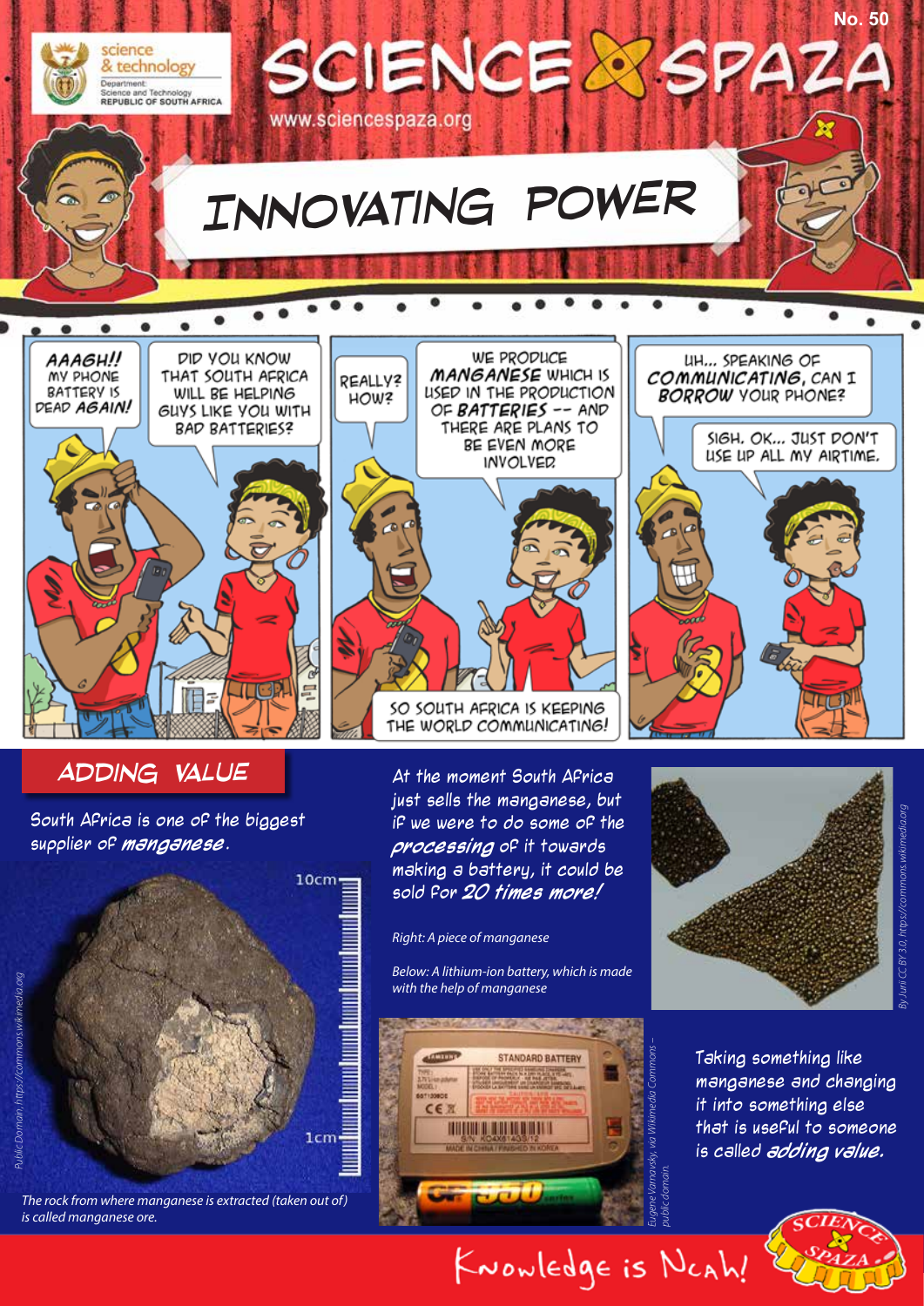# SCIENCE SPAZA

No. 50

www.sciencespaza.org

## INNOVATING POWER

AAAGH!! MY PHONE BATTERY IS DEAD AGAIN!

DID YOU KNOW THAT SOUTH AFRICA WILL BE HELPING GUYS LIKE YOU WITH BAD BATTERIES?

REALLY? HOW?

WE PRODUCE MANGANESE WHICH IS USED IN THE PRODUCTION OF BATTERIES -- AND THERE ARE PLANS TO BE EVEN MORE INVOLVED.

SO SOUTH AFRICA IS KEEPING THE WORLD COMMUNICATING!

UH... SPEAKING OF COMMUNICATING, CAN I BORROW YOUR PHONE?

SIGH. OK... JUST DON'T USE UP ALL MY AIRTIME.

## ADDING VALUE

South Africa is one of the biggest supplier of ***manganese***.

The rock from where manganese is extracted (taken out of) is called manganese ore.

At the moment South Africa just sells the manganese, but if we were to do some of the ***processing*** of it towards making a battery, it could be sold for ***20 times more!***

*Right: A piece of manganese*

*Below: A lithium-ion battery, which is made with the help of manganese*

Taking something like manganese and changing it into something else that is useful to someone is called ***adding value.***

Knowledge is Ncah!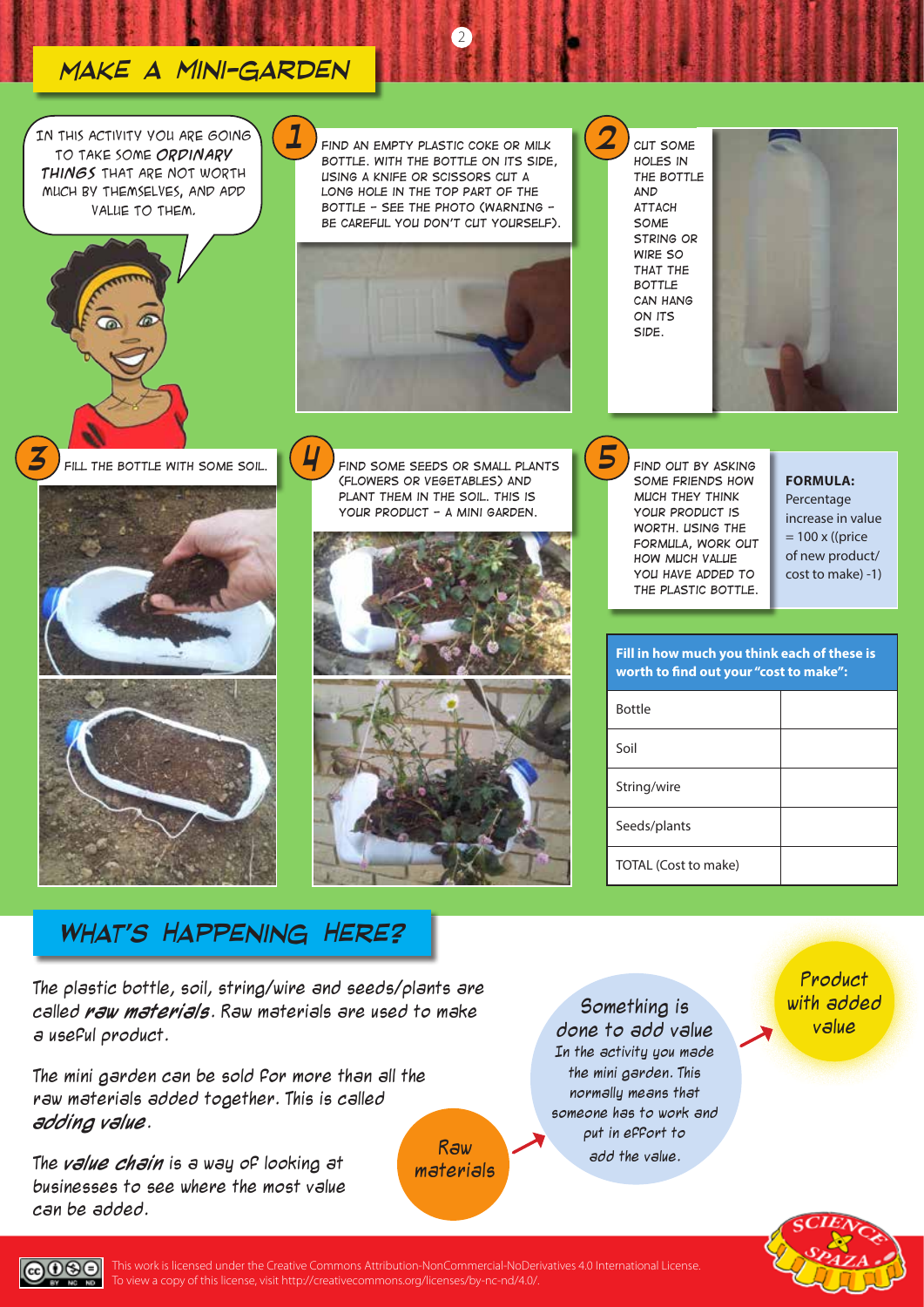## MAKE A MINI-GARDEN

In this activity you are going to take some **ordinary things** that are not worth much by themselves, and add value to them.

**1** Find an empty plastic coke or milk bottle. With the bottle on its side, using a knife or scissors cut a long hole in the top part of the bottle – see the photo (warning – be careful you don't cut yourself).

**2** Cut some holes in the bottle and attach some string or wire so that the bottle can hang on its side.

**3** Fill the bottle with some soil.

**4** Find some seeds or small plants (flowers or vegetables) and plant them in the soil. This is your product – a mini garden.

**5** Find out by asking some friends how much they think your product is worth. Using the formula, work out how much value you have added to the plastic bottle.

**FORMULA:**
Percentage increase in value = 100 x ((price of new product/ cost to make) -1)

| Fill in how much you think each of these is worth to find out your "cost to make": | |
|---|---|
| Bottle | |
| Soil | |
| String/wire | |
| Seeds/plants | |
| TOTAL (Cost to make) | |

## WHAT'S HAPPENING HERE?

The plastic bottle, soil, string/wire and seeds/plants are called ***raw materials***. Raw materials are used to make a useful product.

The mini garden can be sold for more than all the raw materials added together. This is called ***adding value***.

The ***value chain*** is a way of looking at businesses to see where the most value can be added.

Raw materials → Something is done to add value → Product with added value

*In the activity you made the mini garden. This normally means that someone has to work and put in effort to add the value.*

This work is licensed under the Creative Commons Attribution-NonCommercial-NoDerivatives 4.0 International License. To view a copy of this license, visit http://creativecommons.org/licenses/by-nc-nd/4.0/.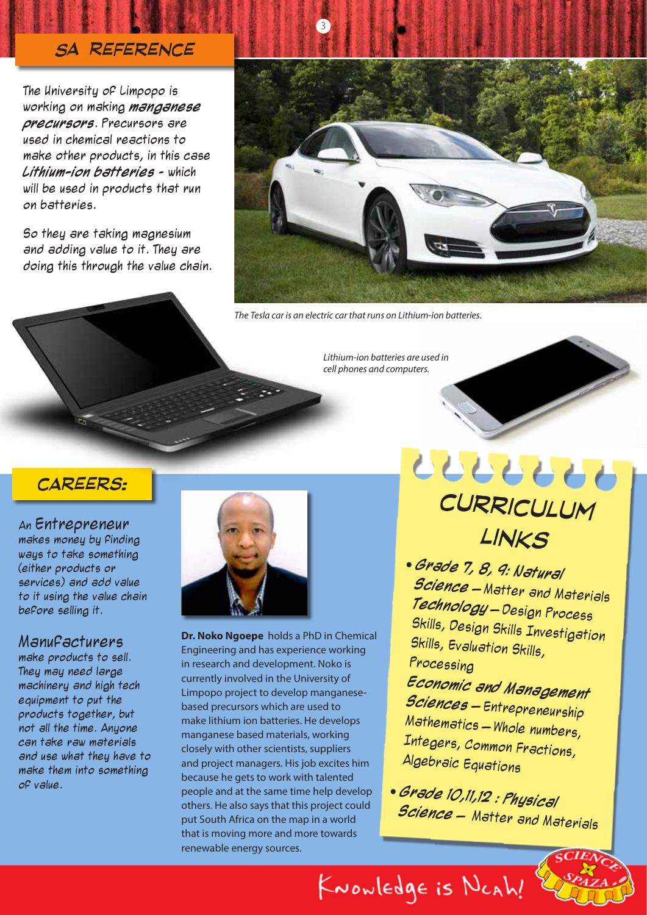## SA REFERENCE

The University of Limpopo is working on making ***manganese precursors***. Precursors are used in chemical reactions to make other products, in this case ***Lithium-ion batteries*** - which will be used in products that run on batteries.

So they are taking magnesium and adding value to it. They are doing this through the value chain.

*The Tesla car is an electric car that runs on Lithium-ion batteries.*

*Lithium-ion batteries are used in cell phones and computers.*

## CAREERS:

An **Entrepreneur** makes money by finding ways to take something (either products or services) and add value to it using the value chain before selling it.

**Manufacturers** make products to sell. They may need large machinery and high tech equipment to put the products together, but not all the time. Anyone can take raw materials and use what they have to make them into something of value.

**Dr. Noko Ngoepe** holds a PhD in Chemical Engineering and has experience working in research and development. Noko is currently involved in the University of Limpopo project to develop manganese-based precursors which are used to make lithium ion batteries. He develops manganese based materials, working closely with other scientists, suppliers and project managers. His job excites him because he gets to work with talented people and at the same time help develop others. He also says that this project could put South Africa on the map in a world that is moving more and more towards renewable energy sources.

## CURRICULUM LINKS

- ***Grade 7, 8, 9: Natural Science*** – Matter and Materials
  ***Technology*** – Design Process Skills, Design Skills Investigation Skills, Evaluation Skills, Processing
  ***Economic and Management Sciences*** – Entrepreneurship
  Mathematics – Whole numbers, Integers, Common Fractions, Algebraic Equations
- ***Grade 10,11,12 : Physical Science*** – Matter and Materials

Knowledge is Ncah!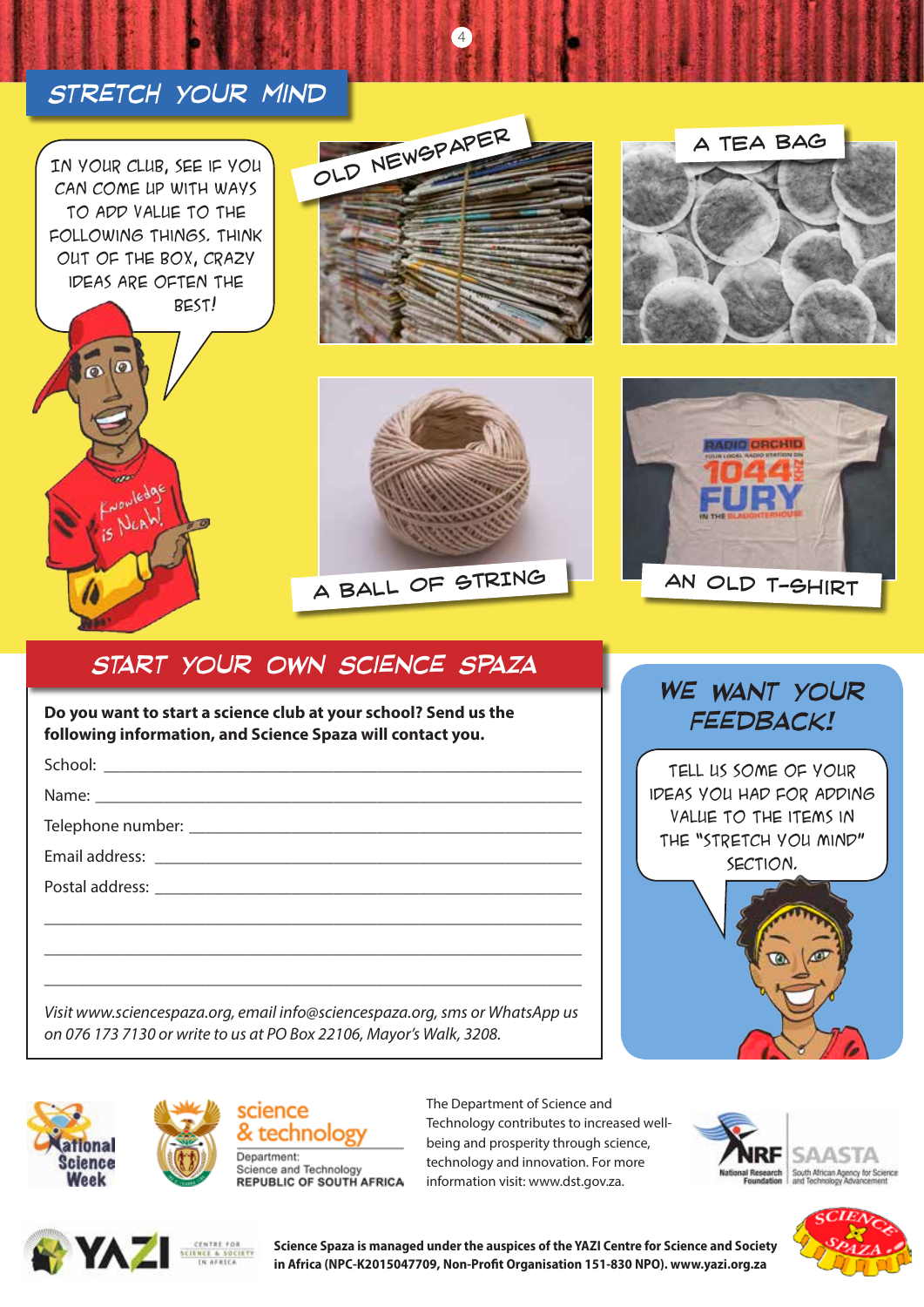## STRETCH YOUR MIND

IN YOUR CLUB, SEE IF YOU CAN COME UP WITH WAYS TO ADD VALUE TO THE FOLLOWING THINGS. THINK OUT OF THE BOX, CRAZY IDEAS ARE OFTEN THE BEST!

OLD NEWSPAPER

A TEA BAG

A BALL OF STRING

AN OLD T-SHIRT

## START YOUR OWN SCIENCE SPAZA

**Do you want to start a science club at your school? Send us the following information, and Science Spaza will contact you.**

School: ______________________________

Name: ______________________________

Telephone number: ______________________________

Email address: ______________________________

Postal address: ______________________________

______________________________

______________________________

______________________________

*Visit www.sciencespaza.org, email info@sciencespaza.org, sms or WhatsApp us on 076 173 7130 or write to us at PO Box 22106, Mayor's Walk, 3208.*

## WE WANT YOUR FEEDBACK!

TELL US SOME OF YOUR IDEAS YOU HAD FOR ADDING VALUE TO THE ITEMS IN THE "STRETCH YOU MIND" SECTION.

National Science Week

science & technology
Department: Science and Technology
REPUBLIC OF SOUTH AFRICA

The Department of Science and Technology contributes to increased well-being and prosperity through science, technology and innovation. For more information visit: www.dst.gov.za.

NRF National Research Foundation | SAASTA South African Agency for Science and Technology Advancement

YAZI Centre for Science & Society in Africa

**Science Spaza is managed under the auspices of the YAZI Centre for Science and Society in Africa (NPC-K2015047709, Non-Profit Organisation 151-830 NPO). www.yazi.org.za**